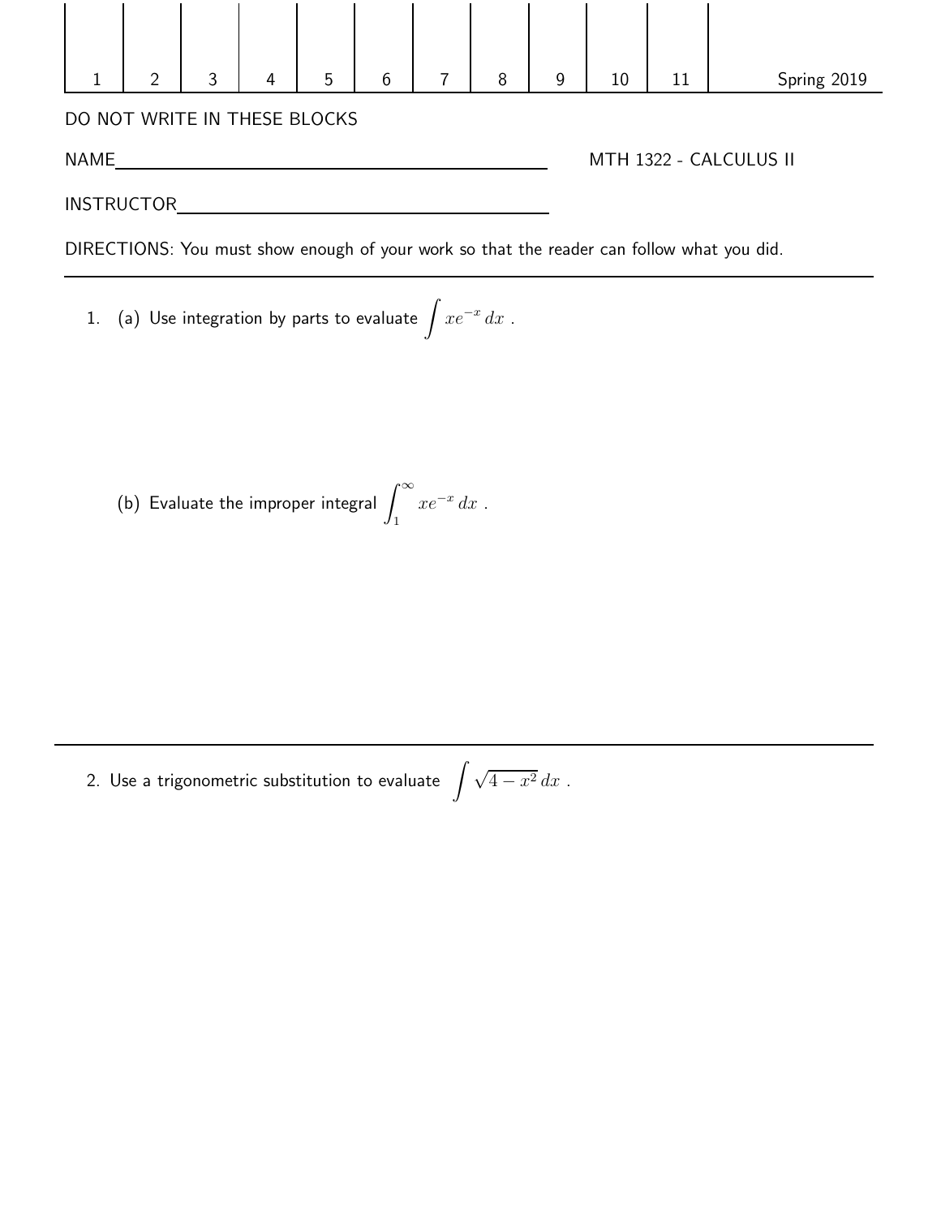| 1 | 2 | 3 | 4 | 5 | 6 | 7 | 8 | 9 | 10 | 11 | Spring 2019 |
|---|---|---|---|---|---|---|---|---|---|---|---|
| | | | | | | | | | | | |

DO NOT WRITE IN THESE BLOCKS

NAME\_\_\_\_\_\_\_\_\_\_\_\_\_\_\_\_\_\_\_\_\_\_\_\_\_\_\_\_\_\_\_\_\_\_\_\_ MTH 1322 - CALCULUS II

INSTRUCTOR\_\_\_\_\_\_\_\_\_\_\_\_\_\_\_\_\_\_\_\_\_\_\_\_\_\_\_\_\_\_\_\_

DIRECTIONS: You must show enough of your work so that the reader can follow what you did.

---

1. (a) Use integration by parts to evaluate $\int xe^{-x}\,dx$ .

   (b) Evaluate the improper integral $\int_1^{\infty} xe^{-x}\,dx$ .

---

2. Use a trigonometric substitution to evaluate $\int \sqrt{4-x^2}\,dx$ .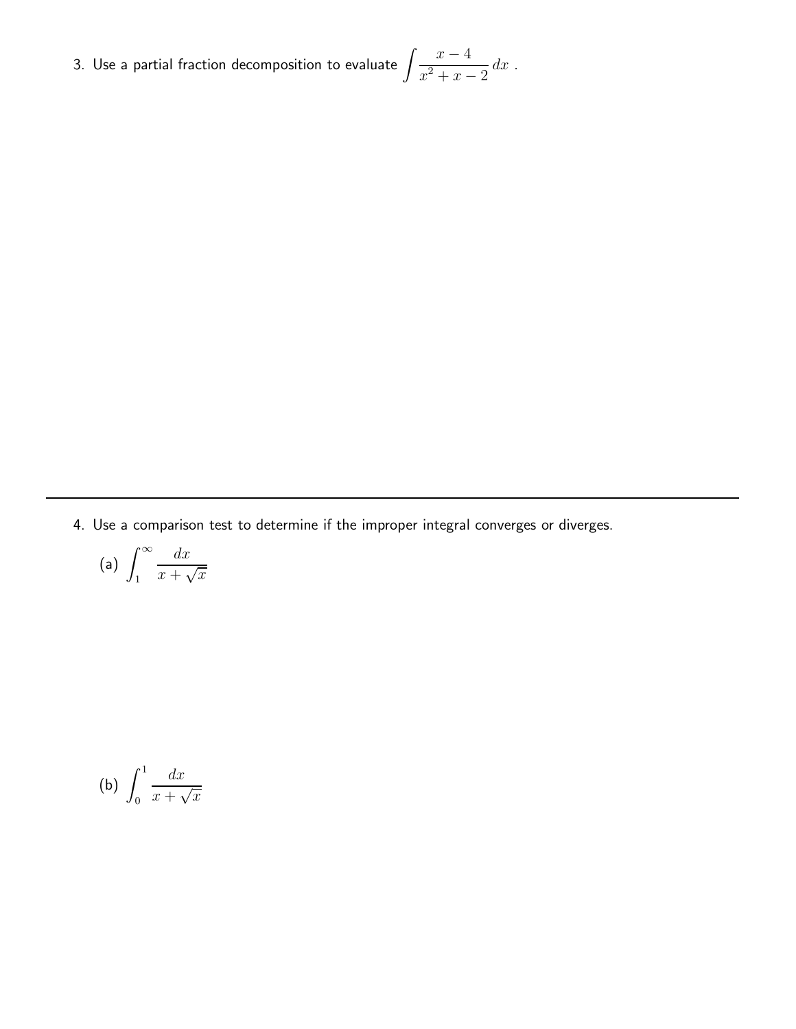3. Use a partial fraction decomposition to evaluate $\displaystyle\int \frac{x-4}{x^2+x-2}\,dx$ .

---

4. Use a comparison test to determine if the improper integral converges or diverges.

   (a) $\displaystyle\int_1^\infty \frac{dx}{x+\sqrt{x}}$

   (b) $\displaystyle\int_0^1 \frac{dx}{x+\sqrt{x}}$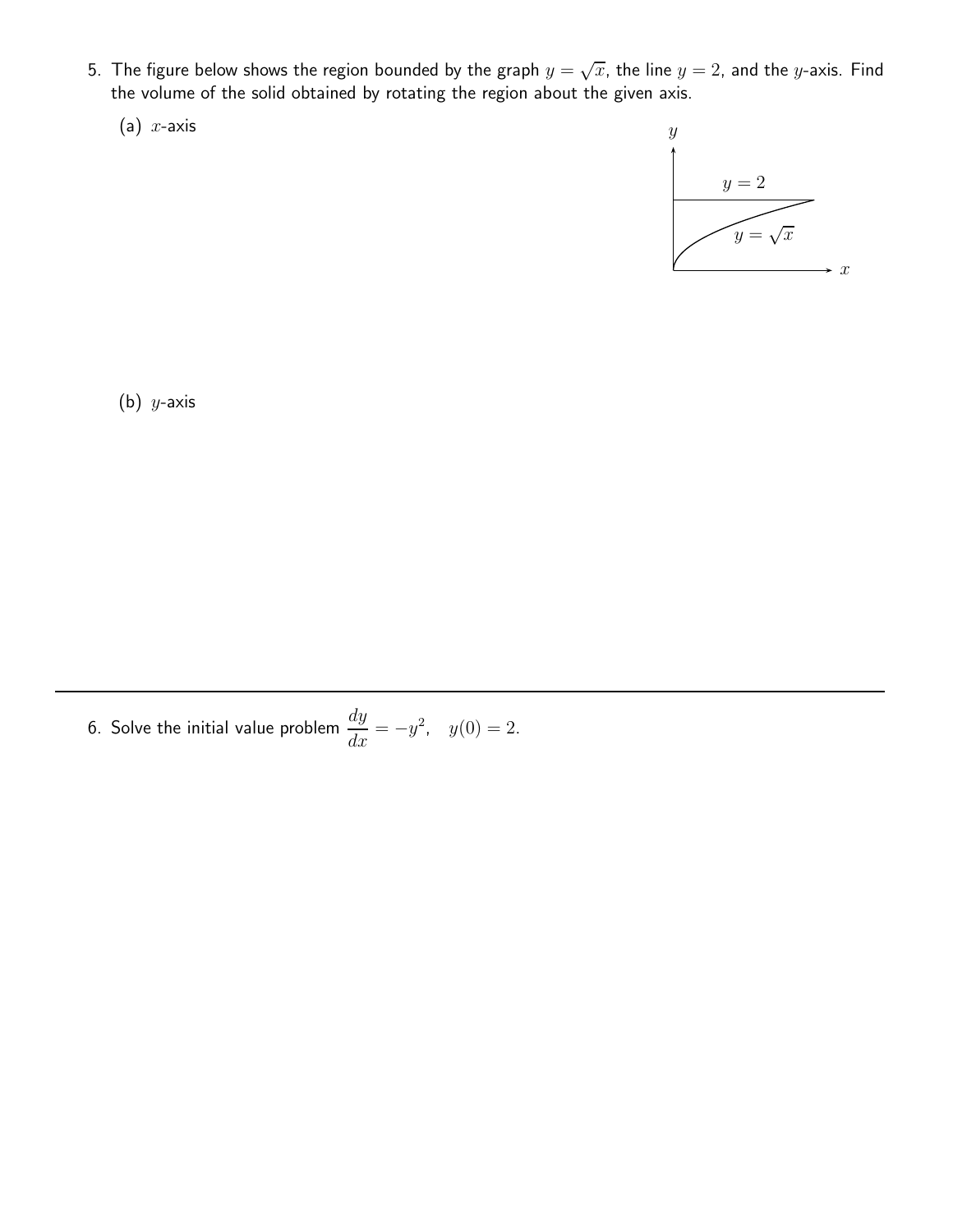5. The figure below shows the region bounded by the graph $y = \sqrt{x}$, the line $y = 2$, and the $y$-axis. Find the volume of the solid obtained by rotating the region about the given axis.

   (a) $x$-axis

   (b) $y$-axis

---

6. Solve the initial value problem $\dfrac{dy}{dx} = -y^2, \quad y(0) = 2.$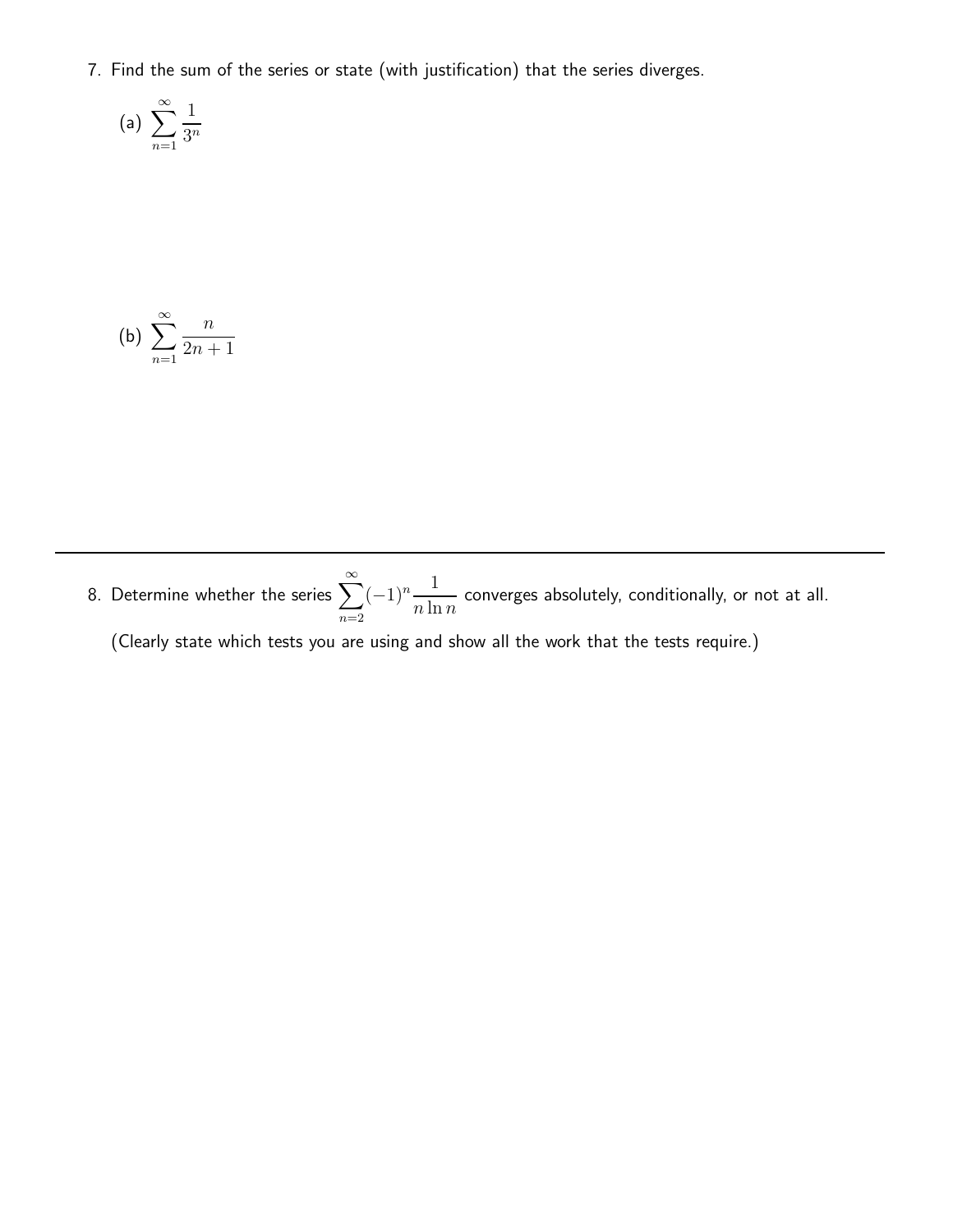7. Find the sum of the series or state (with justification) that the series diverges.

   (a) $\displaystyle\sum_{n=1}^{\infty} \frac{1}{3^n}$

   (b) $\displaystyle\sum_{n=1}^{\infty} \frac{n}{2n+1}$

---

8. Determine whether the series $\displaystyle\sum_{n=2}^{\infty} (-1)^n \frac{1}{n \ln n}$ converges absolutely, conditionally, or not at all.

   (Clearly state which tests you are using and show all the work that the tests require.)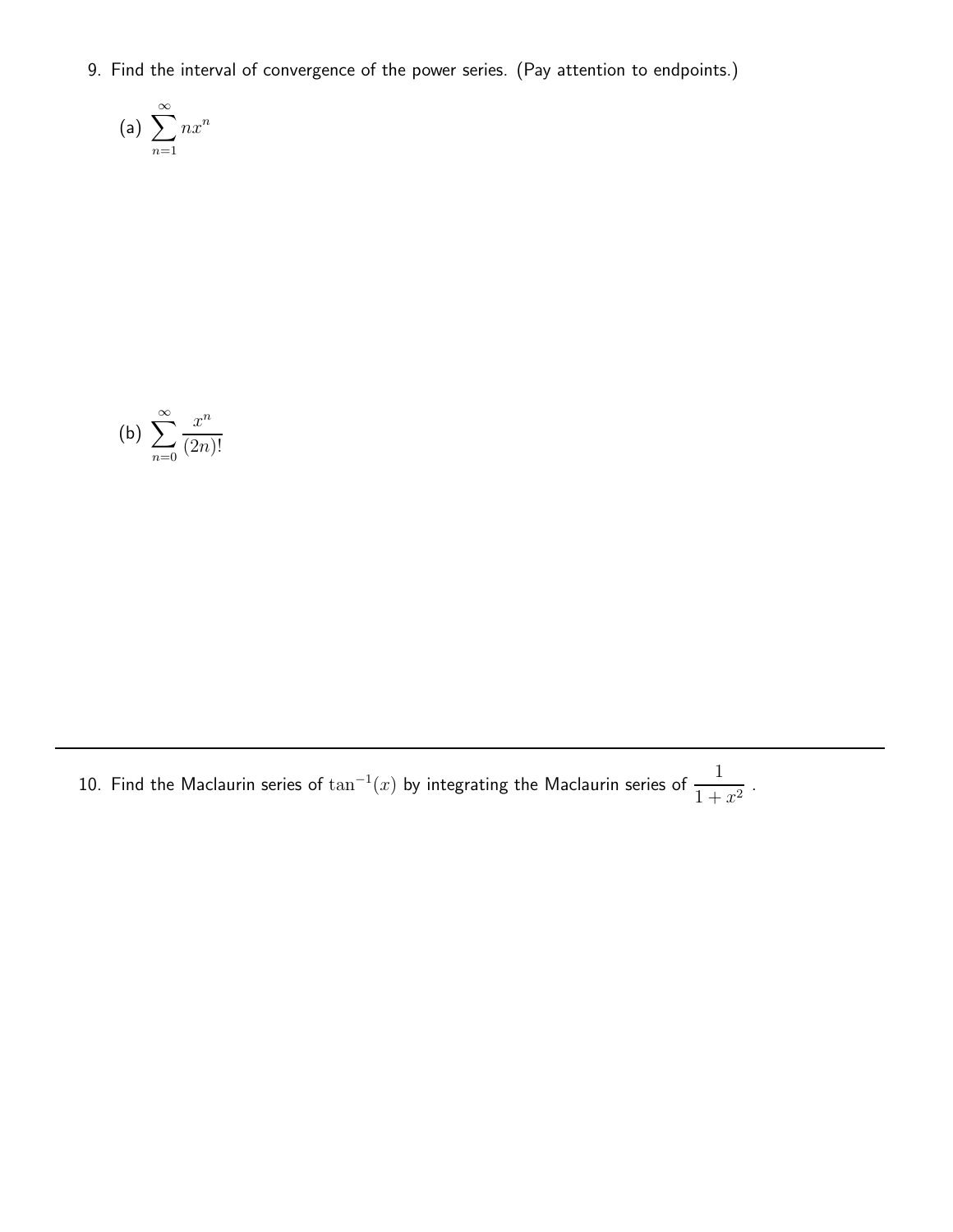9. Find the interval of convergence of the power series. (Pay attention to endpoints.)

(a) $\displaystyle\sum_{n=1}^{\infty} nx^n$

(b) $\displaystyle\sum_{n=0}^{\infty} \frac{x^n}{(2n)!}$

---

10. Find the Maclaurin series of $\tan^{-1}(x)$ by integrating the Maclaurin series of $\dfrac{1}{1+x^2}$ .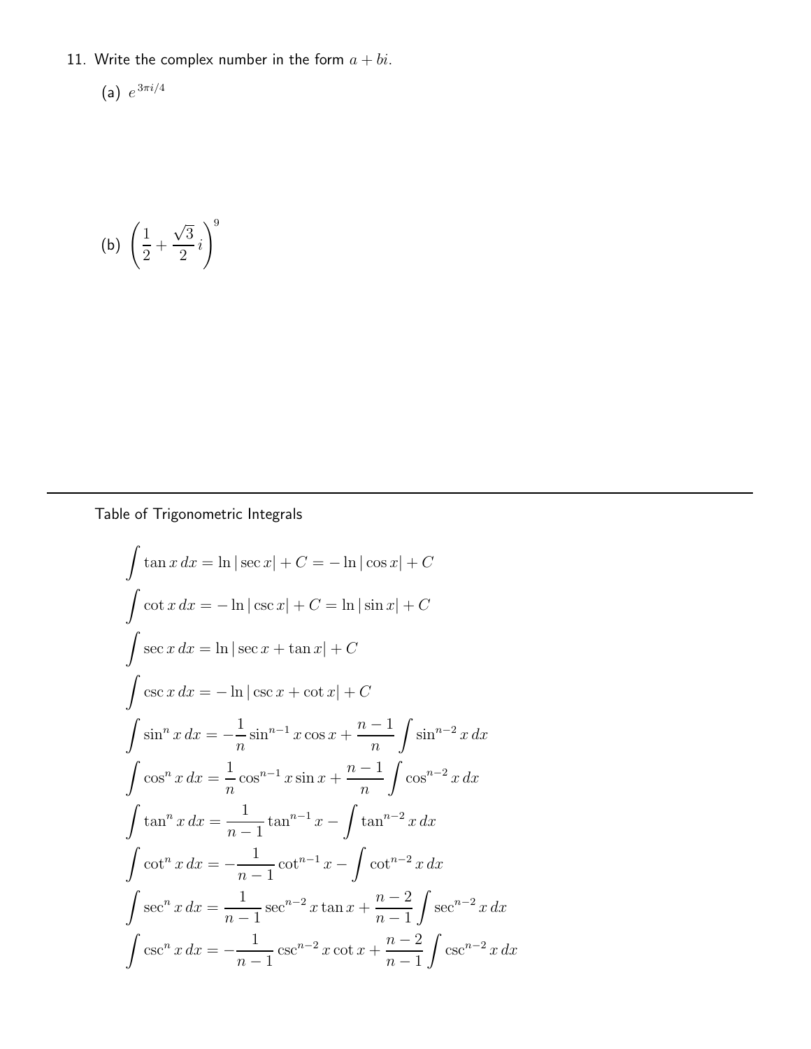11. Write the complex number in the form $a + bi$.

(a) $e^{3\pi i/4}$

(b) $\left( \dfrac{1}{2} + \dfrac{\sqrt{3}}{2} i \right)^9$

---

Table of Trigonometric Integrals

$$\int \tan x \, dx = \ln|\sec x| + C = -\ln|\cos x| + C$$

$$\int \cot x \, dx = -\ln|\csc x| + C = \ln|\sin x| + C$$

$$\int \sec x \, dx = \ln|\sec x + \tan x| + C$$

$$\int \csc x \, dx = -\ln|\csc x + \cot x| + C$$

$$\int \sin^n x \, dx = -\frac{1}{n} \sin^{n-1} x \cos x + \frac{n-1}{n} \int \sin^{n-2} x \, dx$$

$$\int \cos^n x \, dx = \frac{1}{n} \cos^{n-1} x \sin x + \frac{n-1}{n} \int \cos^{n-2} x \, dx$$

$$\int \tan^n x \, dx = \frac{1}{n-1} \tan^{n-1} x - \int \tan^{n-2} x \, dx$$

$$\int \cot^n x \, dx = -\frac{1}{n-1} \cot^{n-1} x - \int \cot^{n-2} x \, dx$$

$$\int \sec^n x \, dx = \frac{1}{n-1} \sec^{n-2} x \tan x + \frac{n-2}{n-1} \int \sec^{n-2} x \, dx$$

$$\int \csc^n x \, dx = -\frac{1}{n-1} \csc^{n-2} x \cot x + \frac{n-2}{n-1} \int \csc^{n-2} x \, dx$$